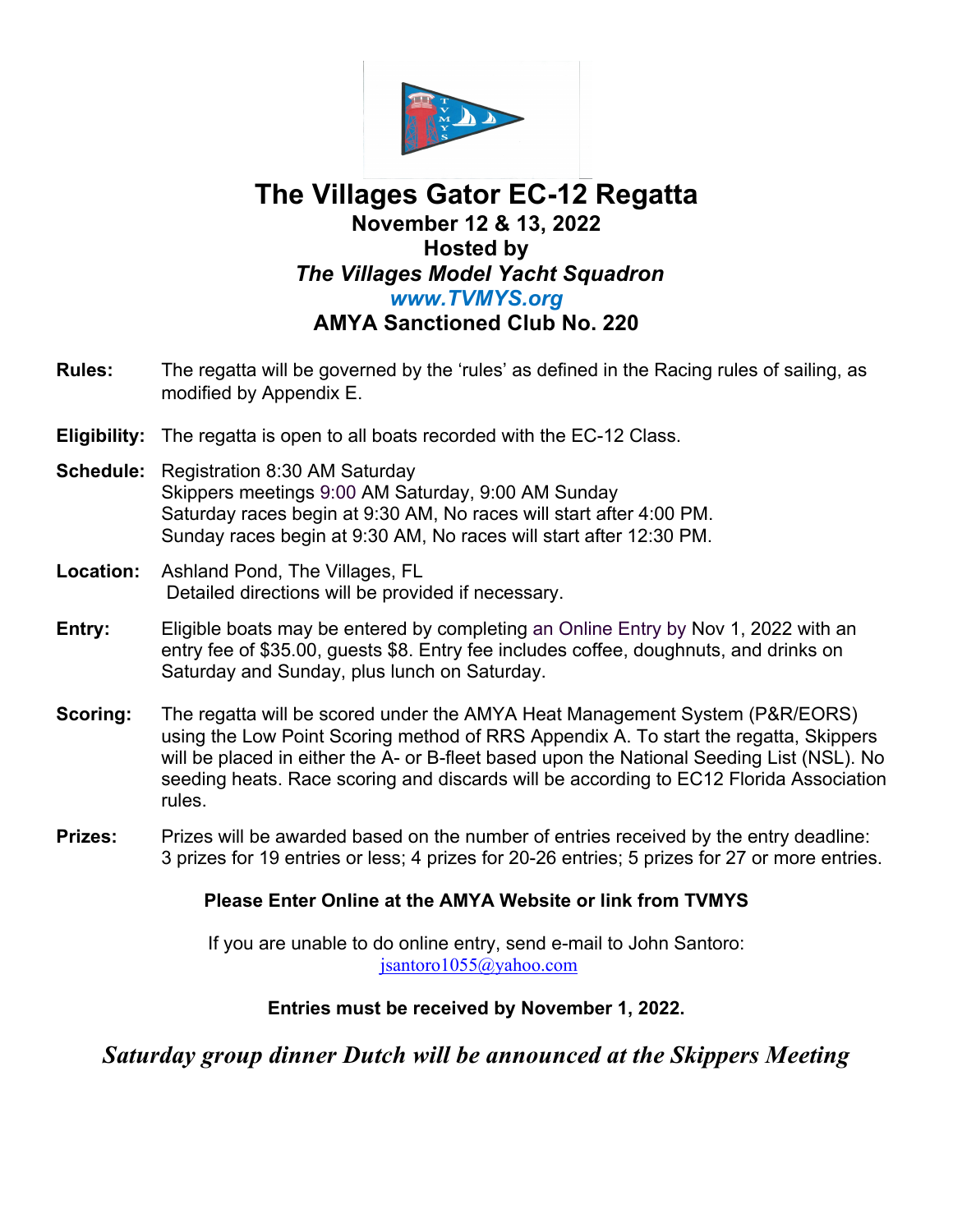# The Villages Gator EC-12 Regatta

## November 12 & 13, 2022

## Hosted by

## *The Villages Model Yacht Squadron*

## *www.TVMYS.org*

## AMYA Sanctioned Club No. 220

**Rules:** The regatta will be governed by the 'rules' as defined in the Racing rules of sailing, as modified by Appendix E.

**Eligibility:** The regatta is open to all boats recorded with the EC-12 Class.

**Schedule:** Registration 8:30 AM Saturday
Skippers meetings 9:00 AM Saturday, 9:00 AM Sunday
Saturday races begin at 9:30 AM, No races will start after 4:00 PM.
Sunday races begin at 9:30 AM, No races will start after 12:30 PM.

**Location:** Ashland Pond, The Villages, FL
Detailed directions will be provided if necessary.

**Entry:** Eligible boats may be entered by completing an Online Entry by Nov 1, 2022 with an entry fee of $35.00, guests $8. Entry fee includes coffee, doughnuts, and drinks on Saturday and Sunday, plus lunch on Saturday.

**Scoring:** The regatta will be scored under the AMYA Heat Management System (P&R/EORS) using the Low Point Scoring method of RRS Appendix A. To start the regatta, Skippers will be placed in either the A- or B-fleet based upon the National Seeding List (NSL). No seeding heats. Race scoring and discards will be according to EC12 Florida Association rules.

**Prizes:** Prizes will be awarded based on the number of entries received by the entry deadline: 3 prizes for 19 entries or less; 4 prizes for 20-26 entries; 5 prizes for 27 or more entries.

**Please Enter Online at the AMYA Website or link from TVMYS**

If you are unable to do online entry, send e-mail to John Santoro:
jsantoro1055@yahoo.com

**Entries must be received by November 1, 2022.**

***Saturday group dinner Dutch will be announced at the Skippers Meeting***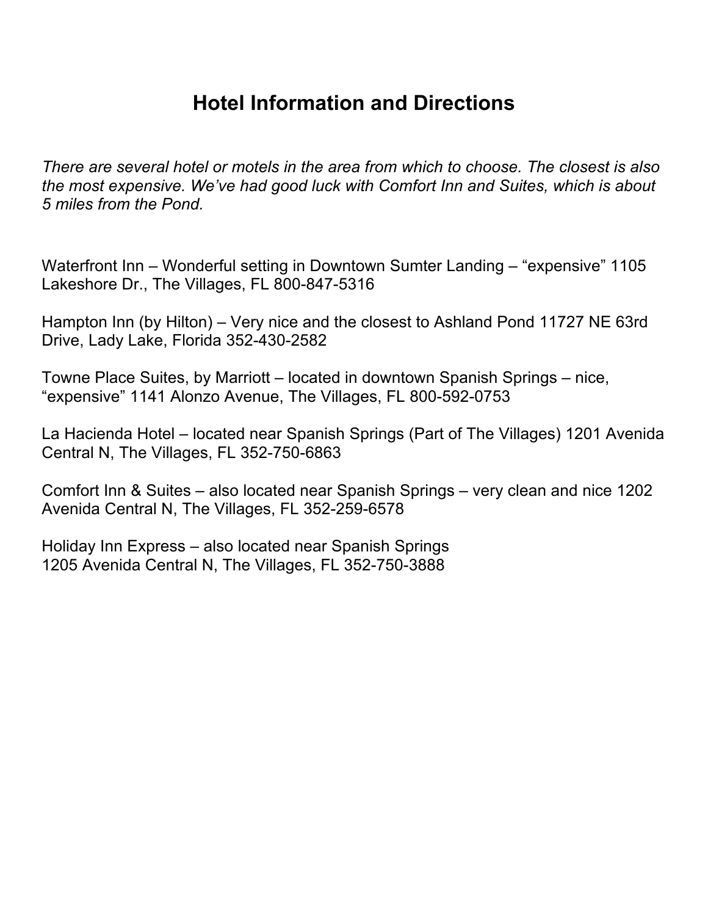# Hotel Information and Directions

*There are several hotel or motels in the area from which to choose. The closest is also the most expensive. We've had good luck with Comfort Inn and Suites, which is about 5 miles from the Pond.*

Waterfront Inn – Wonderful setting in Downtown Sumter Landing – "expensive" 1105 Lakeshore Dr., The Villages, FL 800-847-5316

Hampton Inn (by Hilton) – Very nice and the closest to Ashland Pond 11727 NE 63rd Drive, Lady Lake, Florida 352-430-2582

Towne Place Suites, by Marriott – located in downtown Spanish Springs – nice, "expensive" 1141 Alonzo Avenue, The Villages, FL 800-592-0753

La Hacienda Hotel – located near Spanish Springs (Part of The Villages) 1201 Avenida Central N, The Villages, FL 352-750-6863

Comfort Inn & Suites – also located near Spanish Springs – very clean and nice 1202 Avenida Central N, The Villages, FL 352-259-6578

Holiday Inn Express – also located near Spanish Springs
1205 Avenida Central N, The Villages, FL 352-750-3888